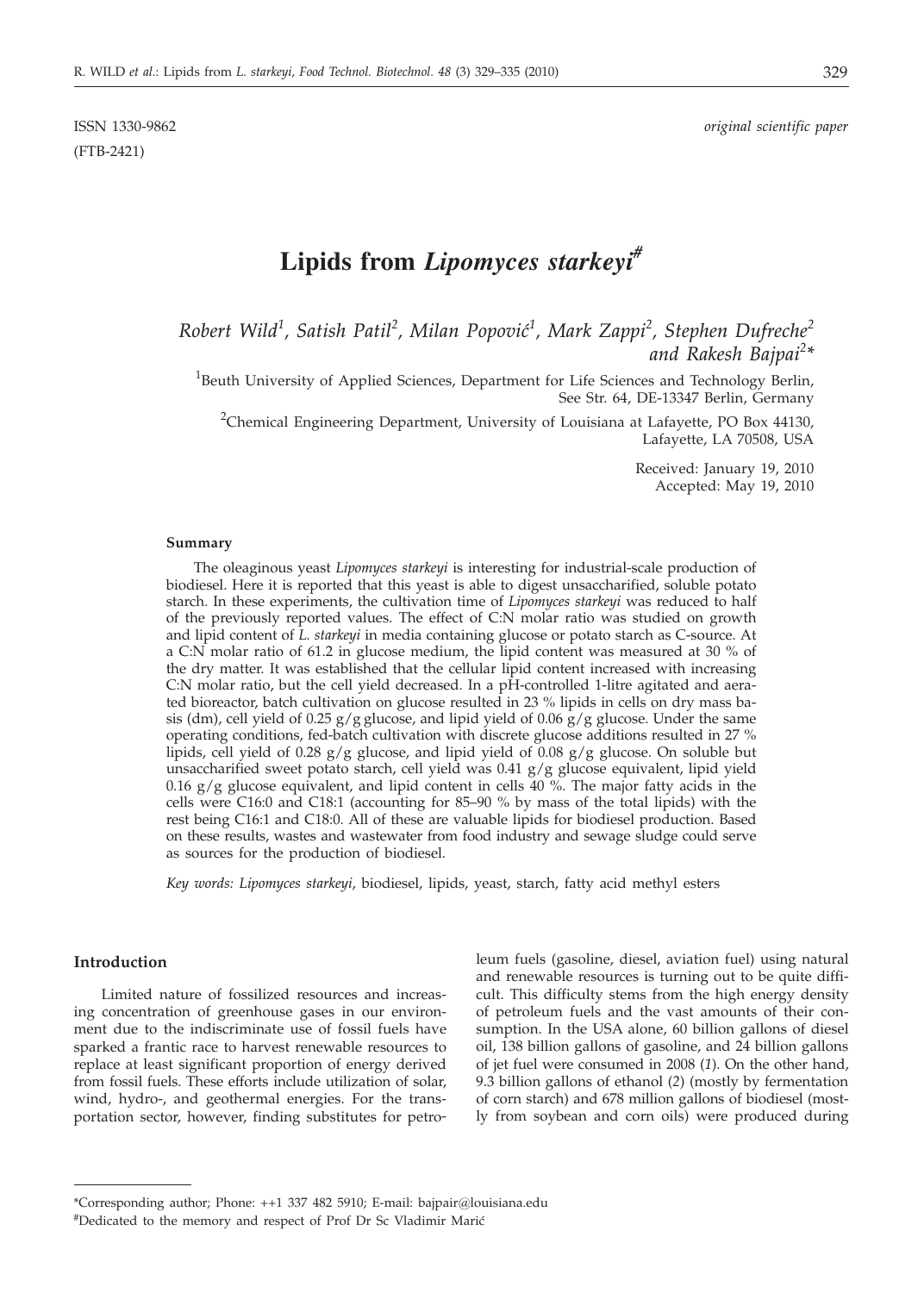ISSN 1330-9862 *original scientific paper*

(FTB-2421)

# Lipids from *Lipomyces starkeyi*[#]

*Robert Wild[1], Satish Patil[2], Milan Popović[1], Mark Zappi[2], Stephen Dufreche[2] and Rakesh Bajpai[2]\**

[1]Beuth University of Applied Sciences, Department for Life Sciences and Technology Berlin, See Str. 64, DE-13347 Berlin, Germany

[2]Chemical Engineering Department, University of Louisiana at Lafayette, PO Box 44130, Lafayette, LA 70508, USA

Received: January 19, 2010
Accepted: May 19, 2010

#### Summary

The oleaginous yeast *Lipomyces starkeyi* is interesting for industrial-scale production of biodiesel. Here it is reported that this yeast is able to digest unsaccharified, soluble potato starch. In these experiments, the cultivation time of *Lipomyces starkeyi* was reduced to half of the previously reported values. The effect of C:N molar ratio was studied on growth and lipid content of *L. starkeyi* in media containing glucose or potato starch as C-source. At a C:N molar ratio of 61.2 in glucose medium, the lipid content was measured at 30 % of the dry matter. It was established that the cellular lipid content increased with increasing C:N molar ratio, but the cell yield decreased. In a pH-controlled 1-litre agitated and aerated bioreactor, batch cultivation on glucose resulted in 23 % lipids in cells on dry mass basis (dm), cell yield of 0.25 g/g glucose, and lipid yield of 0.06 g/g glucose. Under the same operating conditions, fed-batch cultivation with discrete glucose additions resulted in 27 % lipids, cell yield of 0.28 g/g glucose, and lipid yield of 0.08 g/g glucose. On soluble but unsaccharified sweet potato starch, cell yield was 0.41 g/g glucose equivalent, lipid yield 0.16 g/g glucose equivalent, and lipid content in cells 40 %. The major fatty acids in the cells were C16:0 and C18:1 (accounting for 85–90 % by mass of the total lipids) with the rest being C16:1 and C18:0. All of these are valuable lipids for biodiesel production. Based on these results, wastes and wastewater from food industry and sewage sludge could serve as sources for the production of biodiesel.

*Key words: Lipomyces starkeyi*, biodiesel, lipids, yeast, starch, fatty acid methyl esters

#### Introduction

Limited nature of fossilized resources and increasing concentration of greenhouse gases in our environment due to the indiscriminate use of fossil fuels have sparked a frantic race to harvest renewable resources to replace at least significant proportion of energy derived from fossil fuels. These efforts include utilization of solar, wind, hydro-, and geothermal energies. For the transportation sector, however, finding substitutes for petroleum fuels (gasoline, diesel, aviation fuel) using natural and renewable resources is turning out to be quite difficult. This difficulty stems from the high energy density of petroleum fuels and the vast amounts of their consumption. In the USA alone, 60 billion gallons of diesel oil, 138 billion gallons of gasoline, and 24 billion gallons of jet fuel were consumed in 2008 (*1*). On the other hand, 9.3 billion gallons of ethanol (*2*) (mostly by fermentation of corn starch) and 678 million gallons of biodiesel (mostly from soybean and corn oils) were produced during

---

\*Corresponding author; Phone: ++1 337 482 5910; E-mail: bajpair@louisiana.edu

[#]Dedicated to the memory and respect of Prof Dr Sc Vladimir Marić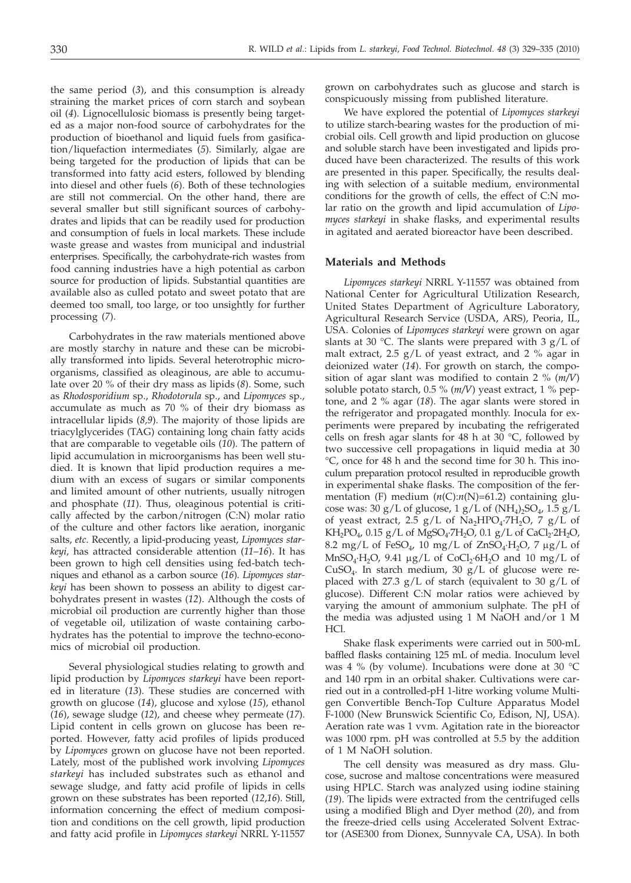the same period (*3*), and this consumption is already straining the market prices of corn starch and soybean oil (*4*). Lignocellulosic biomass is presently being targeted as a major non-food source of carbohydrates for the production of bioethanol and liquid fuels from gasification/liquefaction intermediates (*5*). Similarly, algae are being targeted for the production of lipids that can be transformed into fatty acid esters, followed by blending into diesel and other fuels (*6*). Both of these technologies are still not commercial. On the other hand, there are several smaller but still significant sources of carbohydrates and lipids that can be readily used for production and consumption of fuels in local markets. These include waste grease and wastes from municipal and industrial enterprises. Specifically, the carbohydrate-rich wastes from food canning industries have a high potential as carbon source for production of lipids. Substantial quantities are available also as culled potato and sweet potato that are deemed too small, too large, or too unsightly for further processing (*7*).

Carbohydrates in the raw materials mentioned above are mostly starchy in nature and these can be microbially transformed into lipids. Several heterotrophic microorganisms, classified as oleaginous, are able to accumulate over 20 % of their dry mass as lipids (*8*). Some, such as *Rhodosporidium* sp., *Rhodotorula* sp., and *Lipomyces* sp., accumulate as much as 70 % of their dry biomass as intracellular lipids (*8,9*). The majority of those lipids are triacylglycerides (TAG) containing long chain fatty acids that are comparable to vegetable oils (*10*). The pattern of lipid accumulation in microorganisms has been well studied. It is known that lipid production requires a medium with an excess of sugars or similar components and limited amount of other nutrients, usually nitrogen and phosphate (*11*). Thus, oleaginous potential is critically affected by the carbon/nitrogen (C:N) molar ratio of the culture and other factors like aeration, inorganic salts, *etc.* Recently, a lipid-producing yeast, *Lipomyces starkeyi*, has attracted considerable attention (*11–16*). It has been grown to high cell densities using fed-batch techniques and ethanol as a carbon source (*16*). *Lipomyces starkeyi* has been shown to possess an ability to digest carbohydrates present in wastes (*12*). Although the costs of microbial oil production are currently higher than those of vegetable oil, utilization of waste containing carbohydrates has the potential to improve the techno-economics of microbial oil production.

Several physiological studies relating to growth and lipid production by *Lipomyces starkeyi* have been reported in literature (*13*). These studies are concerned with growth on glucose (*14*), glucose and xylose (*15*), ethanol (*16*), sewage sludge (*12*), and cheese whey permeate (*17*). Lipid content in cells grown on glucose has been reported. However, fatty acid profiles of lipids produced by *Lipomyces* grown on glucose have not been reported. Lately, most of the published work involving *Lipomyces starkeyi* has included substrates such as ethanol and sewage sludge, and fatty acid profile of lipids in cells grown on these substrates has been reported (*12,16*). Still, information concerning the effect of medium composition and conditions on the cell growth, lipid production and fatty acid profile in *Lipomyces starkeyi* NRRL Y-11557 grown on carbohydrates such as glucose and starch is conspicuously missing from published literature.

We have explored the potential of *Lipomyces starkeyi* to utilize starch-bearing wastes for the production of microbial oils. Cell growth and lipid production on glucose and soluble starch have been investigated and lipids produced have been characterized. The results of this work are presented in this paper. Specifically, the results dealing with selection of a suitable medium, environmental conditions for the growth of cells, the effect of C:N molar ratio on the growth and lipid accumulation of *Lipomyces starkeyi* in shake flasks, and experimental results in agitated and aerated bioreactor have been described.

## Materials and Methods

*Lipomyces starkeyi* NRRL Y-11557 was obtained from National Center for Agricultural Utilization Research, United States Department of Agriculture Laboratory, Agricultural Research Service (USDA, ARS), Peoria, IL, USA. Colonies of *Lipomyces starkeyi* were grown on agar slants at 30 °C. The slants were prepared with 3 g/L of malt extract, 2.5 g/L of yeast extract, and 2 % agar in deionized water (*14*). For growth on starch, the composition of agar slant was modified to contain 2 % (*m/V*) soluble potato starch, 0.5 % (*m/V*) yeast extract, 1 % peptone, and 2 % agar (*18*). The agar slants were stored in the refrigerator and propagated monthly. Inocula for experiments were prepared by incubating the refrigerated cells on fresh agar slants for 48 h at 30 °C, followed by two successive cell propagations in liquid media at 30 °C, once for 48 h and the second time for 30 h. This inoculum preparation protocol resulted in reproducible growth in experimental shake flasks. The composition of the fermentation (F) medium ($n$(C):$n$(N)=61.2) containing glucose was: 30 g/L of glucose, 1 g/L of $(NH_4)_2SO_4$, 1.5 g/L of yeast extract, 2.5 g/L of $Na_2HPO_4{\cdot}7H_2O$, 7 g/L of $KH_2PO_4$, 0.15 g/L of $MgSO_4{\cdot}7H_2O$, 0.1 g/L of $CaCl_2{\cdot}2H_2O$, 8.2 mg/L of $FeSO_4$, 10 mg/L of $ZnSO_4{\cdot}H_2O$, 7 μg/L of $MnSO_4{\cdot}H_2O$, 9.41 μg/L of $CoCl_2{\cdot}6H_2O$ and 10 mg/L of $CuSO_4$. In starch medium, 30 g/L of glucose were replaced with 27.3 g/L of starch (equivalent to 30 g/L of glucose). Different C:N molar ratios were achieved by varying the amount of ammonium sulphate. The pH of the media was adjusted using 1 M NaOH and/or 1 M HCl.

Shake flask experiments were carried out in 500-mL baffled flasks containing 125 mL of media. Inoculum level was 4 % (by volume). Incubations were done at 30 °C and 140 rpm in an orbital shaker. Cultivations were carried out in a controlled-pH 1-litre working volume Multigen Convertible Bench-Top Culture Apparatus Model F-1000 (New Brunswick Scientific Co, Edison, NJ, USA). Aeration rate was 1 vvm. Agitation rate in the bioreactor was 1000 rpm. pH was controlled at 5.5 by the addition of 1 M NaOH solution.

The cell density was measured as dry mass. Glucose, sucrose and maltose concentrations were measured using HPLC. Starch was analyzed using iodine staining (*19*). The lipids were extracted from the centrifuged cells using a modified Bligh and Dyer method (*20*), and from the freeze-dried cells using Accelerated Solvent Extractor (ASE300 from Dionex, Sunnyvale CA, USA). In both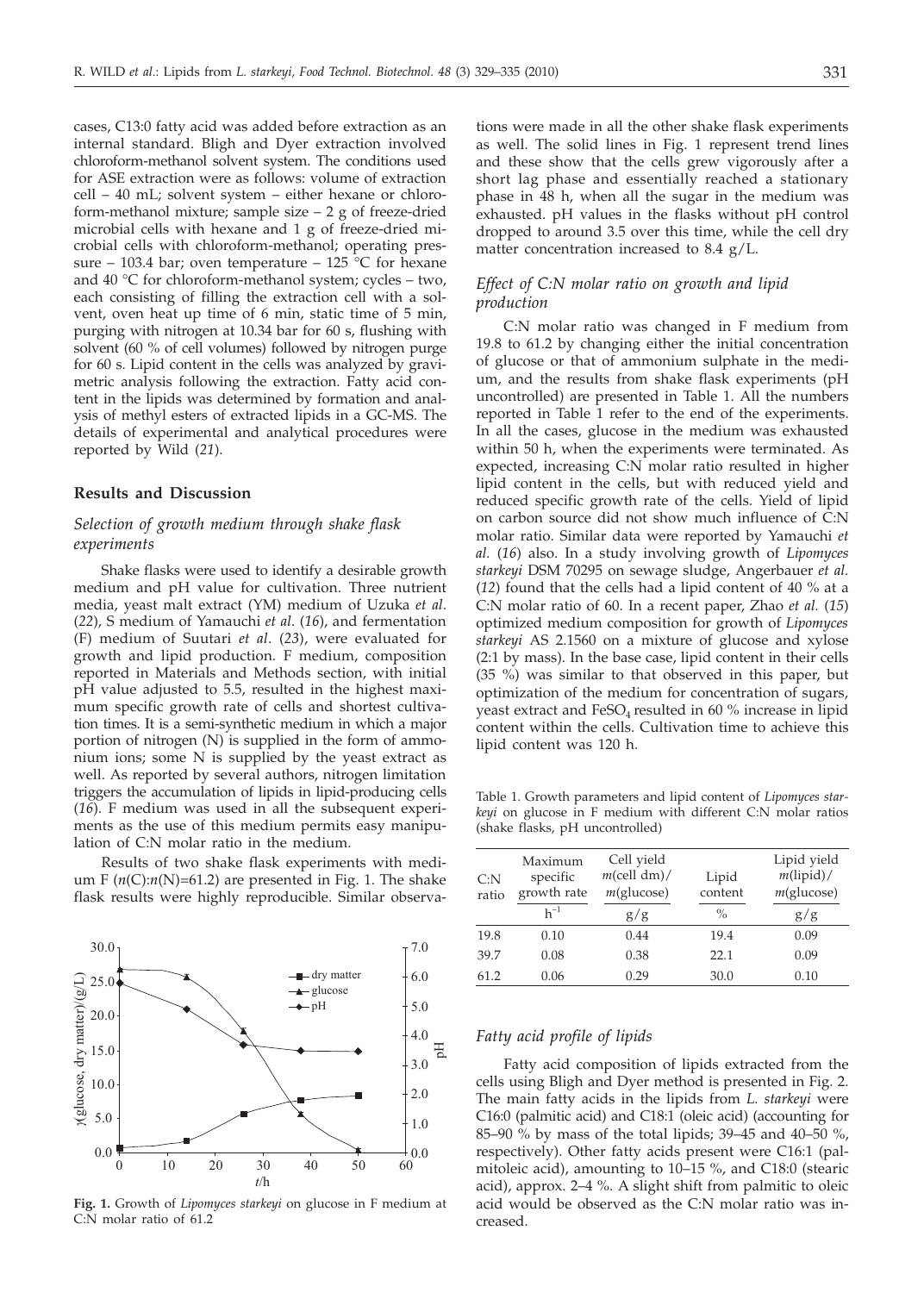cases, C13:0 fatty acid was added before extraction as an internal standard. Bligh and Dyer extraction involved chloroform-methanol solvent system. The conditions used for ASE extraction were as follows: volume of extraction cell – 40 mL; solvent system – either hexane or chloroform-methanol mixture; sample size – 2 g of freeze-dried microbial cells with hexane and 1 g of freeze-dried microbial cells with chloroform-methanol; operating pressure – 103.4 bar; oven temperature – 125 °C for hexane and 40 °C for chloroform-methanol system; cycles – two, each consisting of filling the extraction cell with a solvent, oven heat up time of 6 min, static time of 5 min, purging with nitrogen at 10.34 bar for 60 s, flushing with solvent (60 % of cell volumes) followed by nitrogen purge for 60 s. Lipid content in the cells was analyzed by gravimetric analysis following the extraction. Fatty acid content in the lipids was determined by formation and analysis of methyl esters of extracted lipids in a GC-MS. The details of experimental and analytical procedures were reported by Wild (*21*).

## Results and Discussion

### *Selection of growth medium through shake flask experiments*

Shake flasks were used to identify a desirable growth medium and pH value for cultivation. Three nutrient media, yeast malt extract (YM) medium of Uzuka *et al*. (*22*), S medium of Yamauchi *et al*. (*16*), and fermentation (F) medium of Suutari *et al*. (*23*), were evaluated for growth and lipid production. F medium, composition reported in Materials and Methods section, with initial pH value adjusted to 5.5, resulted in the highest maximum specific growth rate of cells and shortest cultivation times. It is a semi-synthetic medium in which a major portion of nitrogen (N) is supplied in the form of ammonium ions; some N is supplied by the yeast extract as well. As reported by several authors, nitrogen limitation triggers the accumulation of lipids in lipid-producing cells (*16*). F medium was used in all the subsequent experiments as the use of this medium permits easy manipulation of C:N molar ratio in the medium.

Results of two shake flask experiments with medium F ($n$(C):$n$(N)=61.2) are presented in Fig. 1. The shake flask results were highly reproducible. Similar observations were made in all the other shake flask experiments as well. The solid lines in Fig. 1 represent trend lines and these show that the cells grew vigorously after a short lag phase and essentially reached a stationary phase in 48 h, when all the sugar in the medium was exhausted. pH values in the flasks without pH control dropped to around 3.5 over this time, while the cell dry matter concentration increased to 8.4 g/L.

**Fig. 1.** Growth of *Lipomyces starkeyi* on glucose in F medium at C:N molar ratio of 61.2

### *Effect of C:N molar ratio on growth and lipid production*

C:N molar ratio was changed in F medium from 19.8 to 61.2 by changing either the initial concentration of glucose or that of ammonium sulphate in the medium, and the results from shake flask experiments (pH uncontrolled) are presented in Table 1. All the numbers reported in Table 1 refer to the end of the experiments. In all the cases, glucose in the medium was exhausted within 50 h, when the experiments were terminated. As expected, increasing C:N molar ratio resulted in higher lipid content in the cells, but with reduced yield and reduced specific growth rate of the cells. Yield of lipid on carbon source did not show much influence of C:N molar ratio. Similar data were reported by Yamauchi *et al.* (*16*) also. In a study involving growth of *Lipomyces starkeyi* DSM 70295 on sewage sludge, Angerbauer *et al.* (*12*) found that the cells had a lipid content of 40 % at a C:N molar ratio of 60. In a recent paper, Zhao *et al.* (*15*) optimized medium composition for growth of *Lipomyces starkeyi* AS 2.1560 on a mixture of glucose and xylose (2:1 by mass). In the base case, lipid content in their cells (35 %) was similar to that observed in this paper, but optimization of the medium for concentration of sugars, yeast extract and $FeSO_4$ resulted in 60 % increase in lipid content within the cells. Cultivation time to achieve this lipid content was 120 h.

Table 1. Growth parameters and lipid content of *Lipomyces starkeyi* on glucose in F medium with different C:N molar ratios (shake flasks, pH uncontrolled)

| C:N ratio | Maximum specific growth rate | Cell yield $m$(cell dm)/$m$(glucose) | Lipid content | Lipid yield $m$(lipid)/$m$(glucose) |
|---|---|---|---|---|
| | $h^{-1}$ | g/g | % | g/g |
| 19.8 | 0.10 | 0.44 | 19.4 | 0.09 |
| 39.7 | 0.08 | 0.38 | 22.1 | 0.09 |
| 61.2 | 0.06 | 0.29 | 30.0 | 0.10 |

### *Fatty acid profile of lipids*

Fatty acid composition of lipids extracted from the cells using Bligh and Dyer method is presented in Fig. 2. The main fatty acids in the lipids from *L. starkeyi* were C16:0 (palmitic acid) and C18:1 (oleic acid) (accounting for 85–90 % by mass of the total lipids; 39–45 and 40–50 %, respectively). Other fatty acids present were C16:1 (palmitoleic acid), amounting to 10–15 %, and C18:0 (stearic acid), approx. 2–4 %. A slight shift from palmitic to oleic acid would be observed as the C:N molar ratio was increased.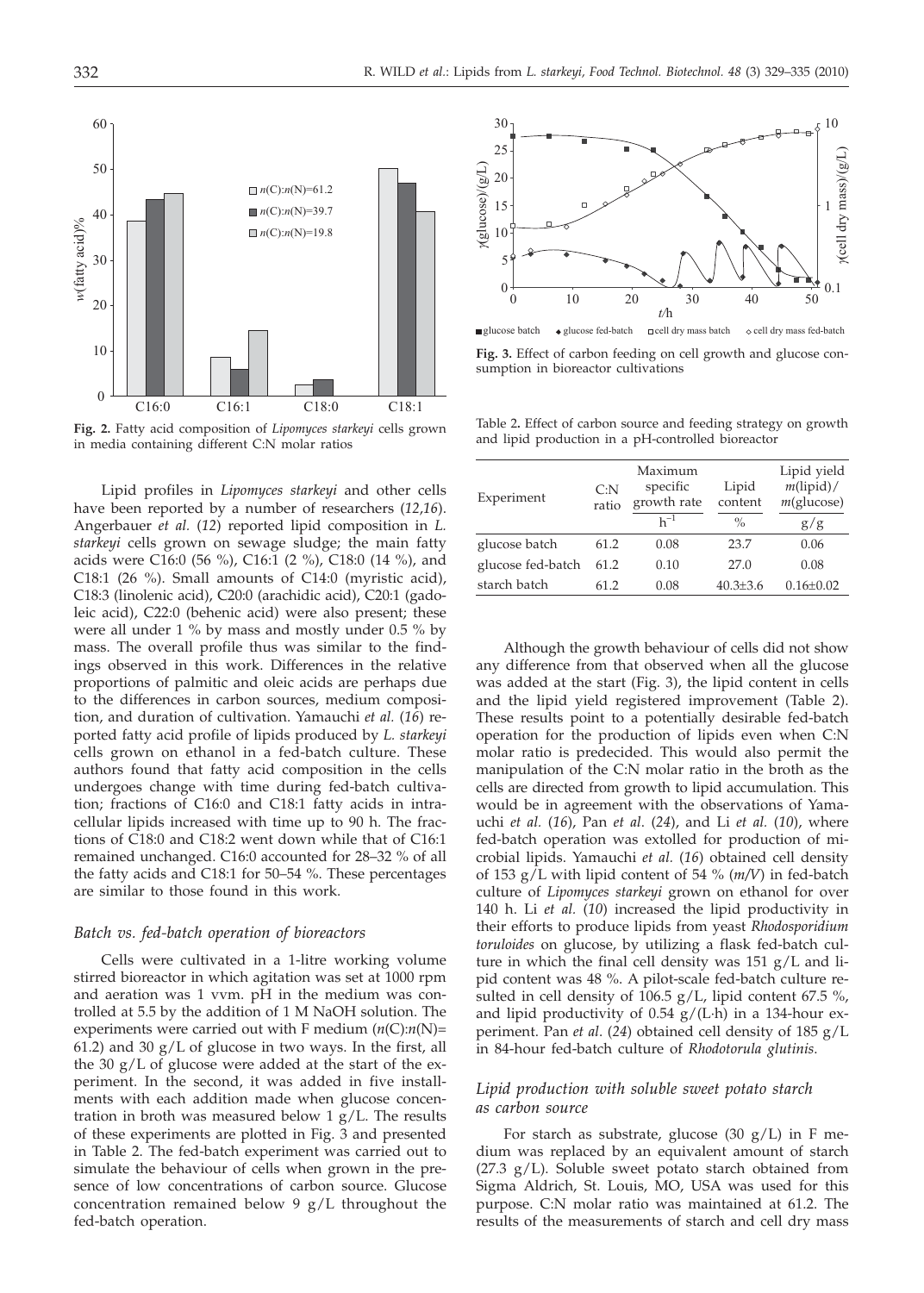Fig. 2. Fatty acid composition of *Lipomyces starkeyi* cells grown in media containing different C:N molar ratios

Fig. 3. Effect of carbon feeding on cell growth and glucose consumption in bioreactor cultivations

Table 2. Effect of carbon source and feeding strategy on growth and lipid production in a pH-controlled bioreactor

| Experiment | C:N ratio | Maximum specific growth rate | Lipid content | Lipid yield $m$(lipid)/ $m$(glucose) |
|---|---|---|---|---|
| | | $h^{-1}$ | % | g/g |
| glucose batch | 61.2 | 0.08 | 23.7 | 0.06 |
| glucose fed-batch | 61.2 | 0.10 | 27.0 | 0.08 |
| starch batch | 61.2 | 0.08 | 40.3±3.6 | 0.16±0.02 |

Lipid profiles in *Lipomyces starkeyi* and other cells have been reported by a number of researchers (*12,16*). Angerbauer *et al.* (*12*) reported lipid composition in *L. starkeyi* cells grown on sewage sludge; the main fatty acids were C16:0 (56 %), C16:1 (2 %), C18:0 (14 %), and C18:1 (26 %). Small amounts of C14:0 (myristic acid), C18:3 (linolenic acid), C20:0 (arachidic acid), C20:1 (gadoleic acid), C22:0 (behenic acid) were also present; these were all under 1 % by mass and mostly under 0.5 % by mass. The overall profile thus was similar to the findings observed in this work. Differences in the relative proportions of palmitic and oleic acids are perhaps due to the differences in carbon sources, medium composition, and duration of cultivation. Yamauchi *et al.* (*16*) reported fatty acid profile of lipids produced by *L. starkeyi* cells grown on ethanol in a fed-batch culture. These authors found that fatty acid composition in the cells undergoes change with time during fed-batch cultivation; fractions of C16:0 and C18:1 fatty acids in intracellular lipids increased with time up to 90 h. The fractions of C18:0 and C18:2 went down while that of C16:1 remained unchanged. C16:0 accounted for 28–32 % of all the fatty acids and C18:1 for 50–54 %. These percentages are similar to those found in this work.

### *Batch vs. fed-batch operation of bioreactors*

Cells were cultivated in a 1-litre working volume stirred bioreactor in which agitation was set at 1000 rpm and aeration was 1 vvm. pH in the medium was controlled at 5.5 by the addition of 1 M NaOH solution. The experiments were carried out with F medium ($n$(C):$n$(N)= 61.2) and 30 g/L of glucose in two ways. In the first, all the 30 g/L of glucose were added at the start of the experiment. In the second, it was added in five installments with each addition made when glucose concentration in broth was measured below 1 g/L. The results of these experiments are plotted in Fig. 3 and presented in Table 2. The fed-batch experiment was carried out to simulate the behaviour of cells when grown in the presence of low concentrations of carbon source. Glucose concentration remained below 9 g/L throughout the fed-batch operation.

Although the growth behaviour of cells did not show any difference from that observed when all the glucose was added at the start (Fig. 3), the lipid content in cells and the lipid yield registered improvement (Table 2). These results point to a potentially desirable fed-batch operation for the production of lipids even when C:N molar ratio is predecided. This would also permit the manipulation of the C:N molar ratio in the broth as the cells are directed from growth to lipid accumulation. This would be in agreement with the observations of Yamauchi *et al.* (*16*), Pan *et al.* (*24*), and Li *et al.* (*10*), where fed-batch operation was extolled for production of microbial lipids. Yamauchi *et al.* (*16*) obtained cell density of 153 g/L with lipid content of 54 % (*m/V*) in fed-batch culture of *Lipomyces starkeyi* grown on ethanol for over 140 h. Li *et al.* (*10*) increased the lipid productivity in their efforts to produce lipids from yeast *Rhodosporidium toruloides* on glucose, by utilizing a flask fed-batch culture in which the final cell density was 151 g/L and lipid content was 48 %. A pilot-scale fed-batch culture resulted in cell density of 106.5 g/L, lipid content 67.5 %, and lipid productivity of 0.54 g/(L·h) in a 134-hour experiment. Pan *et al.* (*24*) obtained cell density of 185 g/L in 84-hour fed-batch culture of *Rhodotorula glutinis.*

### *Lipid production with soluble sweet potato starch as carbon source*

For starch as substrate, glucose (30 g/L) in F medium was replaced by an equivalent amount of starch (27.3 g/L). Soluble sweet potato starch obtained from Sigma Aldrich, St. Louis, MO, USA was used for this purpose. C:N molar ratio was maintained at 61.2. The results of the measurements of starch and cell dry mass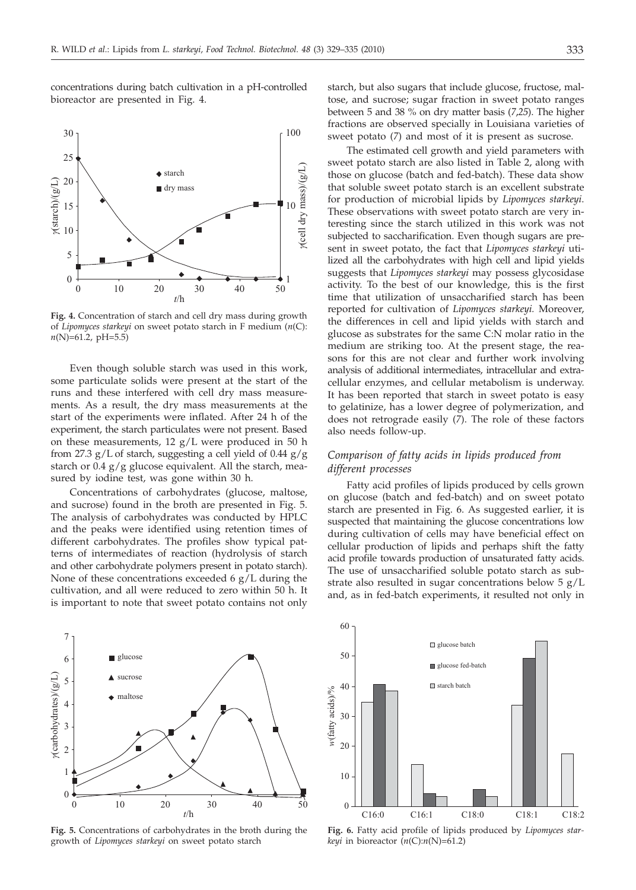concentrations during batch cultivation in a pH-controlled bioreactor are presented in Fig. 4.

**Fig. 4.** Concentration of starch and cell dry mass during growth of *Lipomyces starkeyi* on sweet potato starch in F medium ($n$(C):$n$(N)=61.2, pH=5.5)

Even though soluble starch was used in this work, some particulate solids were present at the start of the runs and these interfered with cell dry mass measurements. As a result, the dry mass measurements at the start of the experiments were inflated. After 24 h of the experiment, the starch particulates were not present. Based on these measurements, 12 g/L were produced in 50 h from 27.3 g/L of starch, suggesting a cell yield of 0.44 g/g starch or 0.4 g/g glucose equivalent. All the starch, measured by iodine test, was gone within 30 h.

Concentrations of carbohydrates (glucose, maltose, and sucrose) found in the broth are presented in Fig. 5. The analysis of carbohydrates was conducted by HPLC and the peaks were identified using retention times of different carbohydrates. The profiles show typical patterns of intermediates of reaction (hydrolysis of starch and other carbohydrate polymers present in potato starch). None of these concentrations exceeded 6 g/L during the cultivation, and all were reduced to zero within 50 h. It is important to note that sweet potato contains not only starch, but also sugars that include glucose, fructose, maltose, and sucrose; sugar fraction in sweet potato ranges between 5 and 38 % on dry matter basis (*7,25*). The higher fractions are observed specially in Louisiana varieties of sweet potato (*7*) and most of it is present as sucrose.

The estimated cell growth and yield parameters with sweet potato starch are also listed in Table 2, along with those on glucose (batch and fed-batch). These data show that soluble sweet potato starch is an excellent substrate for production of microbial lipids by *Lipomyces starkeyi*. These observations with sweet potato starch are very interesting since the starch utilized in this work was not subjected to saccharification. Even though sugars are present in sweet potato, the fact that *Lipomyces starkeyi* utilized all the carbohydrates with high cell and lipid yields suggests that *Lipomyces starkeyi* may possess glycosidase activity. To the best of our knowledge, this is the first time that utilization of unsaccharified starch has been reported for cultivation of *Lipomyces starkeyi*. Moreover, the differences in cell and lipid yields with starch and glucose as substrates for the same C:N molar ratio in the medium are striking too. At the present stage, the reasons for this are not clear and further work involving analysis of additional intermediates, intracellular and extracellular enzymes, and cellular metabolism is underway. It has been reported that starch in sweet potato is easy to gelatinize, has a lower degree of polymerization, and does not retrograde easily (*7*). The role of these factors also needs follow-up.

### *Comparison of fatty acids in lipids produced from different processes*

Fatty acid profiles of lipids produced by cells grown on glucose (batch and fed-batch) and on sweet potato starch are presented in Fig. 6. As suggested earlier, it is suspected that maintaining the glucose concentrations low during cultivation of cells may have beneficial effect on cellular production of lipids and perhaps shift the fatty acid profile towards production of unsaturated fatty acids. The use of unsaccharified soluble potato starch as substrate also resulted in sugar concentrations below 5 g/L and, as in fed-batch experiments, it resulted not only in

**Fig. 5.** Concentrations of carbohydrates in the broth during the growth of *Lipomyces starkeyi* on sweet potato starch

**Fig. 6.** Fatty acid profile of lipids produced by *Lipomyces starkeyi* in bioreactor ($n$(C):$n$(N)=61.2)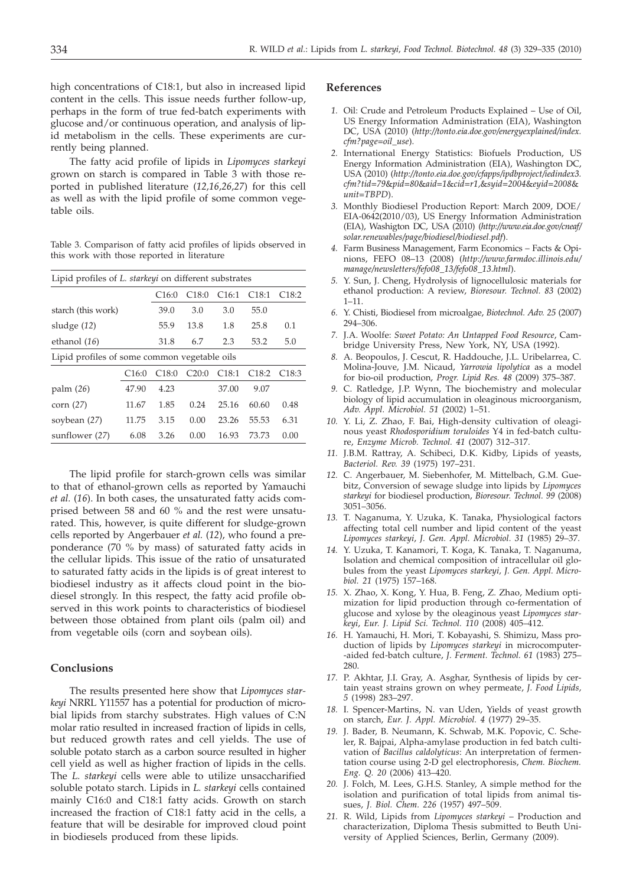high concentrations of C18:1, but also in increased lipid content in the cells. This issue needs further follow-up, perhaps in the form of true fed-batch experiments with glucose and/or continuous operation, and analysis of lipid metabolism in the cells. These experiments are currently being planned.

The fatty acid profile of lipids in *Lipomyces starkeyi* grown on starch is compared in Table 3 with those reported in published literature (*12,16,26,27*) for this cell as well as with the lipid profile of some common vegetable oils.

Table 3. Comparison of fatty acid profiles of lipids observed in this work with those reported in literature

| Lipid profiles of *L. starkeyi* on different substrates | | | | | |
|---|---|---|---|---|---|
| | C16:0 | C18:0 | C16:1 | C18:1 | C18:2 |
| starch (this work) | 39.0 | 3.0 | 3.0 | 55.0 | |
| sludge (*12*) | 55.9 | 13.8 | 1.8 | 25.8 | 0.1 |
| ethanol (*16*) | 31.8 | 6.7 | 2.3 | 53.2 | 5.0 |

| Lipid profiles of some common vegetable oils | | | | | | |
|---|---|---|---|---|---|---|
| | C16:0 | C18:0 | C20:0 | C18:1 | C18:2 | C18:3 |
| palm (*26*) | 47.90 | 4.23 | | 37.00 | 9.07 | |
| corn (*27*) | 11.67 | 1.85 | 0.24 | 25.16 | 60.60 | 0.48 |
| soybean (*27*) | 11.75 | 3.15 | 0.00 | 23.26 | 55.53 | 6.31 |
| sunflower (*27*) | 6.08 | 3.26 | 0.00 | 16.93 | 73.73 | 0.00 |

The lipid profile for starch-grown cells was similar to that of ethanol-grown cells as reported by Yamauchi *et al.* (*16*). In both cases, the unsaturated fatty acids comprised between 58 and 60 % and the rest were unsaturated. This, however, is quite different for sludge-grown cells reported by Angerbauer *et al.* (*12*), who found a preponderance (70 % by mass) of saturated fatty acids in the cellular lipids. This issue of the ratio of unsaturated to saturated fatty acids in the lipids is of great interest to biodiesel industry as it affects cloud point in the biodiesel strongly. In this respect, the fatty acid profile observed in this work points to characteristics of biodiesel between those obtained from plant oils (palm oil) and from vegetable oils (corn and soybean oils).

## Conclusions

The results presented here show that *Lipomyces starkeyi* NRRL Y11557 has a potential for production of microbial lipids from starchy substrates. High values of C:N molar ratio resulted in increased fraction of lipids in cells, but reduced growth rates and cell yields. The use of soluble potato starch as a carbon source resulted in higher cell yield as well as higher fraction of lipids in the cells. The *L. starkeyi* cells were able to utilize unsaccharified soluble potato starch. Lipids in *L. starkeyi* cells contained mainly C16:0 and C18:1 fatty acids. Growth on starch increased the fraction of C18:1 fatty acid in the cells, a feature that will be desirable for improved cloud point in biodiesels produced from these lipids.

## References

1. Oil: Crude and Petroleum Products Explained – Use of Oil, US Energy Information Administration (EIA), Washington DC, USA (2010) (*http://tonto.eia.doe.gov/energyexplained/index.cfm?page=oil_use*).
2. International Energy Statistics: Biofuels Production, US Energy Information Administration (EIA), Washington DC, USA (2010) (*http://tonto.eia.doe.gov/cfapps/ipdbproject/iedindex3.cfm?tid=79&pid=80&aid=1&cid=r1,&syid=2004&eyid=2008&unit=TBPD*).
3. Monthly Biodiesel Production Report: March 2009, DOE/EIA-0642(2010/03), US Energy Information Administration (EIA), Washigton DC, USA (2010) (*http://www.eia.doe.gov/cneaf/solar.renewables/page/biodiesel/biodiesel.pdf*).
4. Farm Business Management, Farm Economics – Facts & Opinions, FEFO 08–13 (2008) (*http://www.farmdoc.illinois.edu/manage/newsletters/fefo08_13/fefo08_13.html*).
5. Y. Sun, J. Cheng, Hydrolysis of lignocellulosic materials for ethanol production: A review, *Bioresour. Technol. 83* (2002) 1–11.
6. Y. Chisti, Biodiesel from microalgae, *Biotechnol. Adv. 25* (2007) 294–306.
7. J.A. Woolfe: *Sweet Potato: An Untapped Food Resource*, Cambridge University Press, New York, NY, USA (1992).
8. A. Beopoulos, J. Cescut, R. Haddouche, J.L. Uribelarrea, C. Molina-Jouve, J.M. Nicaud, *Yarrowia lipolytica* as a model for bio-oil production, *Progr. Lipid Res. 48* (2009) 375–387.
9. C. Ratledge, J.P. Wynn, The biochemistry and molecular biology of lipid accumulation in oleaginous microorganism, *Adv. Appl. Microbiol. 51* (2002) 1–51.
10. Y. Li, Z. Zhao, F. Bai, High-density cultivation of oleaginous yeast *Rhodosporidium toruloides* Y4 in fed-batch culture, *Enzyme Microb. Technol. 41* (2007) 312–317.
11. J.B.M. Rattray, A. Schibeci, D.K. Kidby, Lipids of yeasts, *Bacteriol. Rev. 39* (1975) 197–231.
12. C. Angerbauer, M. Siebenhofer, M. Mittelbach, G.M. Guebitz, Conversion of sewage sludge into lipids by *Lipomyces starkeyi* for biodiesel production, *Bioresour. Technol. 99* (2008) 3051–3056.
13. T. Naganuma, Y. Uzuka, K. Tanaka, Physiological factors affecting total cell number and lipid content of the yeast *Lipomyces starkeyi*, *J. Gen. Appl. Microbiol. 31* (1985) 29–37.
14. Y. Uzuka, T. Kanamori, T. Koga, K. Tanaka, T. Naganuma, Isolation and chemical composition of intracellular oil globules from the yeast *Lipomyces starkeyi*, *J. Gen. Appl. Microbiol. 21* (1975) 157–168.
15. X. Zhao, X. Kong, Y. Hua, B. Feng, Z. Zhao, Medium optimization for lipid production through co-fermentation of glucose and xylose by the oleaginous yeast *Lipomyces starkeyi*, *Eur. J. Lipid Sci. Technol. 110* (2008) 405–412.
16. H. Yamauchi, H. Mori, T. Kobayashi, S. Shimizu, Mass production of lipids by *Lipomyces starkeyi* in microcomputer-aided fed-batch culture, *J. Ferment. Technol. 61* (1983) 275–280.
17. P. Akhtar, J.I. Gray, A. Asghar, Synthesis of lipids by certain yeast strains grown on whey permeate, *J. Food Lipids, 5* (1998) 283–297.
18. I. Spencer-Martins, N. van Uden, Yields of yeast growth on starch, *Eur. J. Appl. Microbiol. 4* (1977) 29–35.
19. J. Bader, B. Neumann, K. Schwab, M.K. Popovic, C. Scheler, R. Bajpai, Alpha-amylase production in fed batch cultivation of *Bacillus caldolyticus*: An interpretation of fermentation course using 2-D gel electrophoresis, *Chem. Biochem. Eng. Q. 20* (2006) 413–420.
20. J. Folch, M. Lees, G.H.S. Stanley, A simple method for the isolation and purification of total lipids from animal tissues, *J. Biol. Chem. 226* (1957) 497–509.
21. R. Wild, Lipids from *Lipomyces starkeyi* – Production and characterization, Diploma Thesis submitted to Beuth University of Applied Sciences, Berlin, Germany (2009).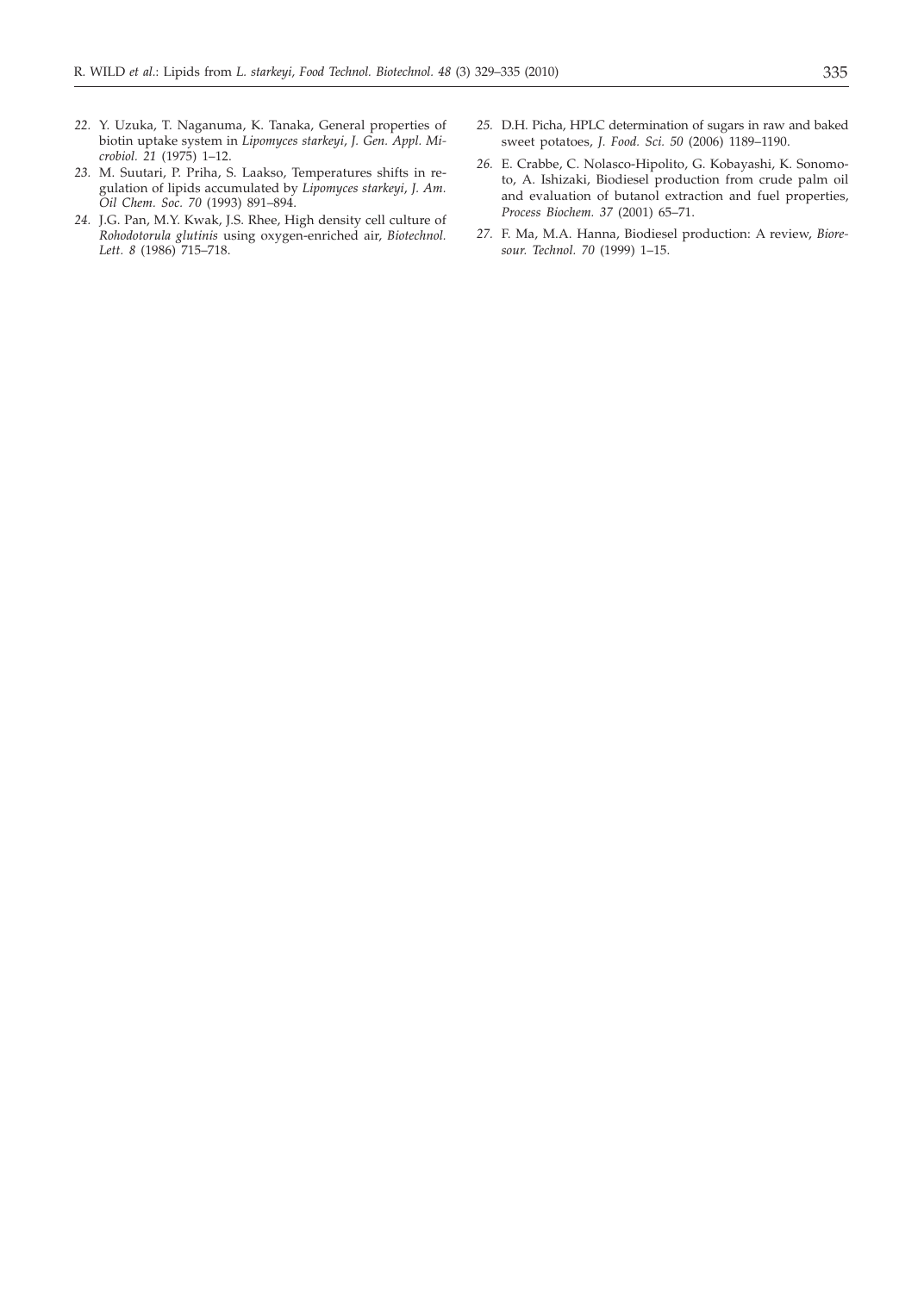22. Y. Uzuka, T. Naganuma, K. Tanaka, General properties of biotin uptake system in *Lipomyces starkeyi*, *J. Gen. Appl. Microbiol. 21* (1975) 1–12.
23. M. Suutari, P. Priha, S. Laakso, Temperatures shifts in regulation of lipids accumulated by *Lipomyces starkeyi*, *J. Am. Oil Chem. Soc. 70* (1993) 891–894.
24. J.G. Pan, M.Y. Kwak, J.S. Rhee, High density cell culture of *Rohodotorula glutinis* using oxygen-enriched air, *Biotechnol. Lett. 8* (1986) 715–718.
25. D.H. Picha, HPLC determination of sugars in raw and baked sweet potatoes, *J. Food. Sci. 50* (2006) 1189–1190.
26. E. Crabbe, C. Nolasco-Hipolito, G. Kobayashi, K. Sonomoto, A. Ishizaki, Biodiesel production from crude palm oil and evaluation of butanol extraction and fuel properties, *Process Biochem. 37* (2001) 65–71.
27. F. Ma, M.A. Hanna, Biodiesel production: A review, *Bioresour. Technol. 70* (1999) 1–15.